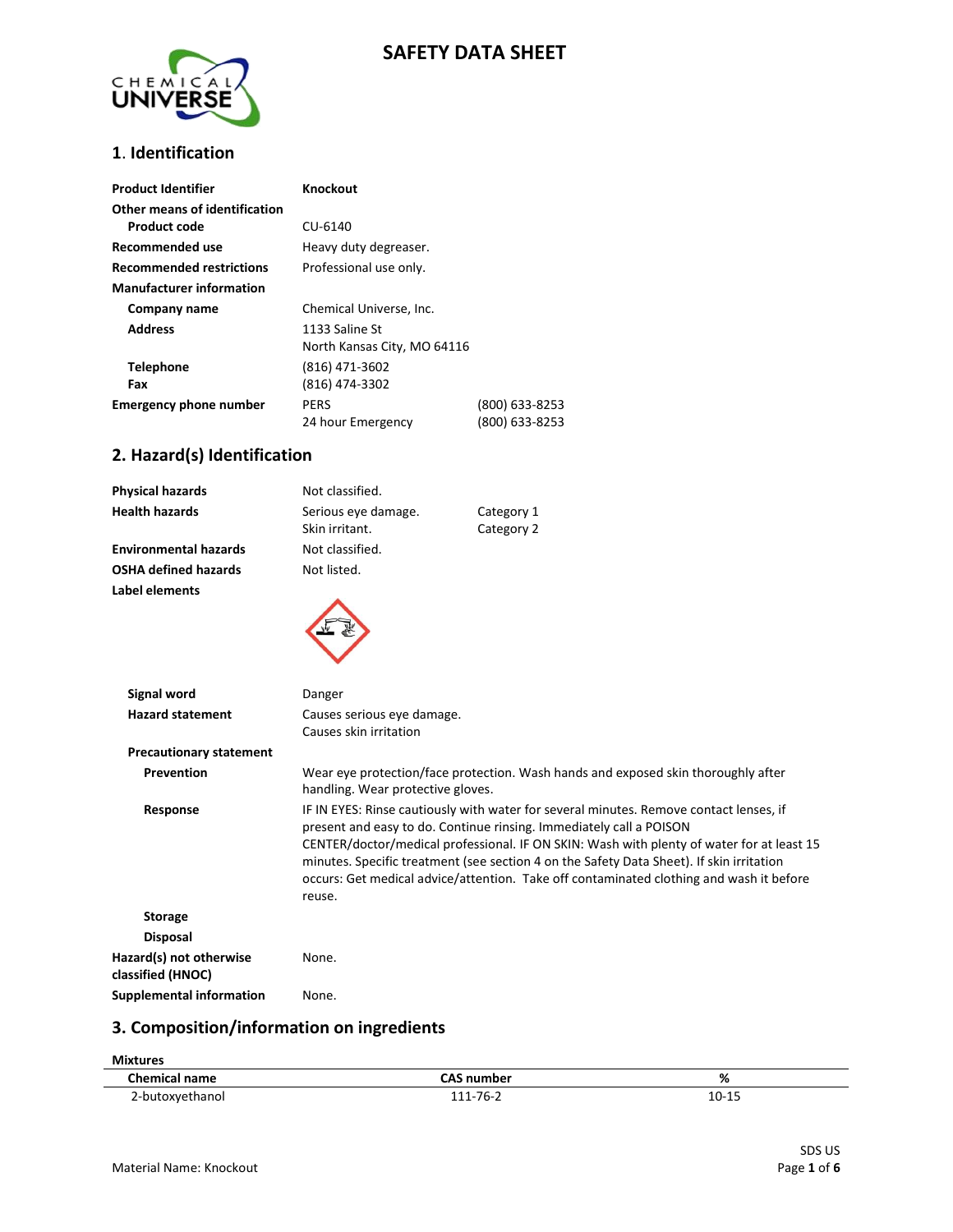# SAFETY DATA SHEET

## 1. Identification

| | | |
|---|---|---|
| **Product Identifier** | **Knockout** | |
| **Other means of identification** | | |
| **Product code** | CU-6140 | |
| **Recommended use** | Heavy duty degreaser. | |
| **Recommended restrictions** | Professional use only. | |
| **Manufacturer information** | | |
| **Company name** | Chemical Universe, Inc. | |
| **Address** | 1133 Saline St<br>North Kansas City, MO 64116 | |
| **Telephone** | (816) 471-3602 | |
| **Fax** | (816) 474-3302 | |
| **Emergency phone number** | PERS | (800) 633-8253 |
| | 24 hour Emergency | (800) 633-8253 |

## 2. Hazard(s) Identification

| | | |
|---|---|---|
| **Physical hazards** | Not classified. | |
| **Health hazards** | Serious eye damage. | Category 1 |
| | Skin irritant. | Category 2 |
| **Environmental hazards** | Not classified. | |
| **OSHA defined hazards** | Not listed. | |
| **Label elements** | | |

**Signal word**: Danger

**Hazard statement**: Causes serious eye damage. Causes skin irritation

**Precautionary statement**

**Prevention**: Wear eye protection/face protection. Wash hands and exposed skin thoroughly after handling. Wear protective gloves.

**Response**: IF IN EYES: Rinse cautiously with water for several minutes. Remove contact lenses, if present and easy to do. Continue rinsing. Immediately call a POISON CENTER/doctor/medical professional. IF ON SKIN: Wash with plenty of water for at least 15 minutes. Specific treatment (see section 4 on the Safety Data Sheet). If skin irritation occurs: Get medical advice/attention. Take off contaminated clothing and wash it before reuse.

**Storage**

**Disposal**

**Hazard(s) not otherwise classified (HNOC)**: None.

**Supplemental information**: None.

## 3. Composition/information on ingredients

**Mixtures**

| Chemical name | CAS number | % |
|---|---|---|
| 2-butoxyethanol | 111-76-2 | 10-15 |

Material Name: Knockout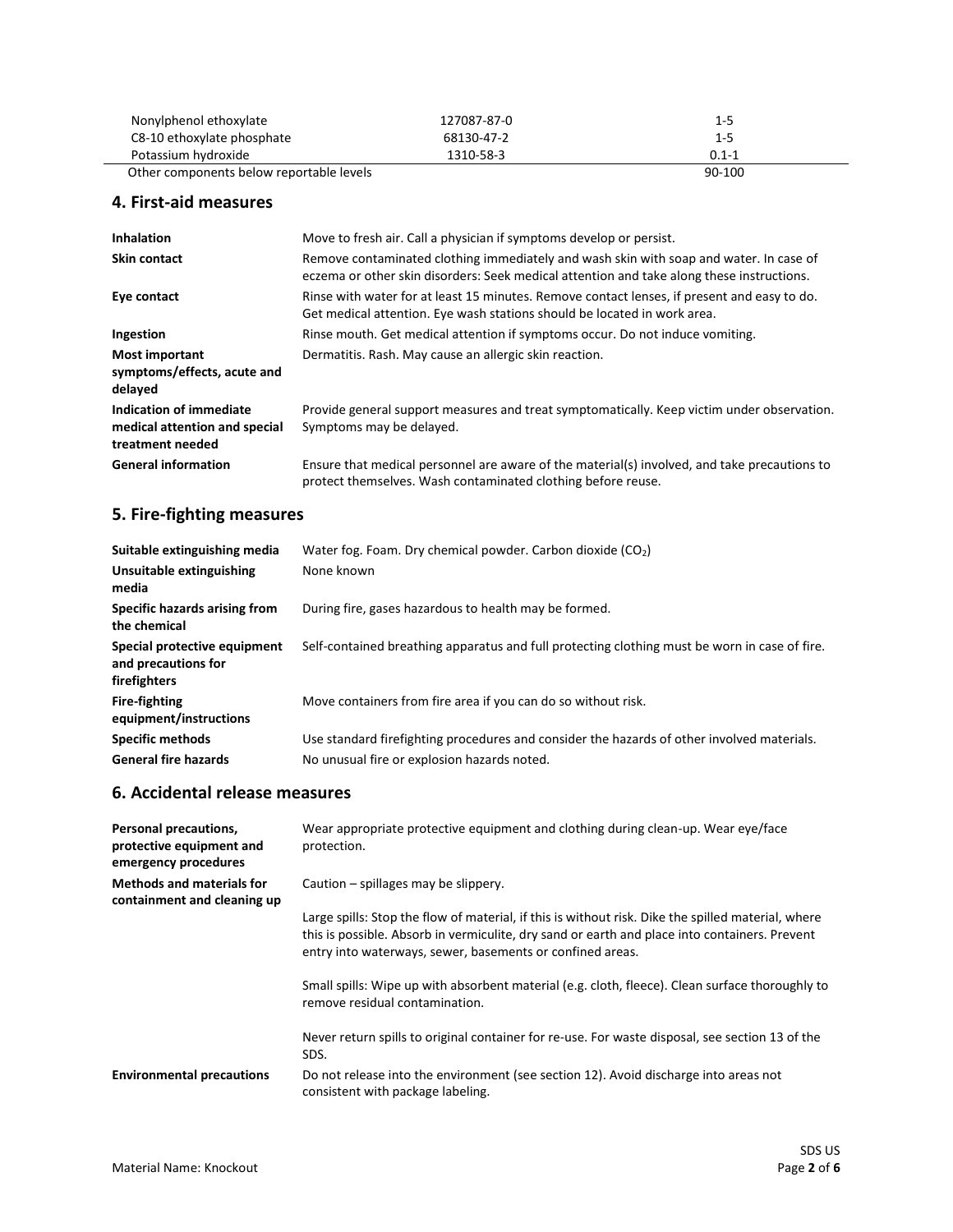| | | |
|---|---|---|
| Nonylphenol ethoxylate | 127087-87-0 | 1-5 |
| C8-10 ethoxylate phosphate | 68130-47-2 | 1-5 |
| Potassium hydroxide | 1310-58-3 | 0.1-1 |
| Other components below reportable levels | | 90-100 |

## 4. First-aid measures

| | |
|---|---|
| **Inhalation** | Move to fresh air. Call a physician if symptoms develop or persist. |
| **Skin contact** | Remove contaminated clothing immediately and wash skin with soap and water. In case of eczema or other skin disorders: Seek medical attention and take along these instructions. |
| **Eye contact** | Rinse with water for at least 15 minutes. Remove contact lenses, if present and easy to do. Get medical attention. Eye wash stations should be located in work area. |
| **Ingestion** | Rinse mouth. Get medical attention if symptoms occur. Do not induce vomiting. |
| **Most important symptoms/effects, acute and delayed** | Dermatitis. Rash. May cause an allergic skin reaction. |
| **Indication of immediate medical attention and special treatment needed** | Provide general support measures and treat symptomatically. Keep victim under observation. Symptoms may be delayed. |
| **General information** | Ensure that medical personnel are aware of the material(s) involved, and take precautions to protect themselves. Wash contaminated clothing before reuse. |

## 5. Fire-fighting measures

| | |
|---|---|
| **Suitable extinguishing media** | Water fog. Foam. Dry chemical powder. Carbon dioxide ($CO_2$) |
| **Unsuitable extinguishing media** | None known |
| **Specific hazards arising from the chemical** | During fire, gases hazardous to health may be formed. |
| **Special protective equipment and precautions for firefighters** | Self-contained breathing apparatus and full protecting clothing must be worn in case of fire. |
| **Fire-fighting equipment/instructions** | Move containers from fire area if you can do so without risk. |
| **Specific methods** | Use standard firefighting procedures and consider the hazards of other involved materials. |
| **General fire hazards** | No unusual fire or explosion hazards noted. |

## 6. Accidental release measures

| | |
|---|---|
| **Personal precautions, protective equipment and emergency procedures** | Wear appropriate protective equipment and clothing during clean-up. Wear eye/face protection. |
| **Methods and materials for containment and cleaning up** | Caution – spillages may be slippery.<br><br>Large spills: Stop the flow of material, if this is without risk. Dike the spilled material, where this is possible. Absorb in vermiculite, dry sand or earth and place into containers. Prevent entry into waterways, sewer, basements or confined areas.<br><br>Small spills: Wipe up with absorbent material (e.g. cloth, fleece). Clean surface thoroughly to remove residual contamination.<br><br>Never return spills to original container for re-use. For waste disposal, see section 13 of the SDS. |
| **Environmental precautions** | Do not release into the environment (see section 12). Avoid discharge into areas not consistent with package labeling. |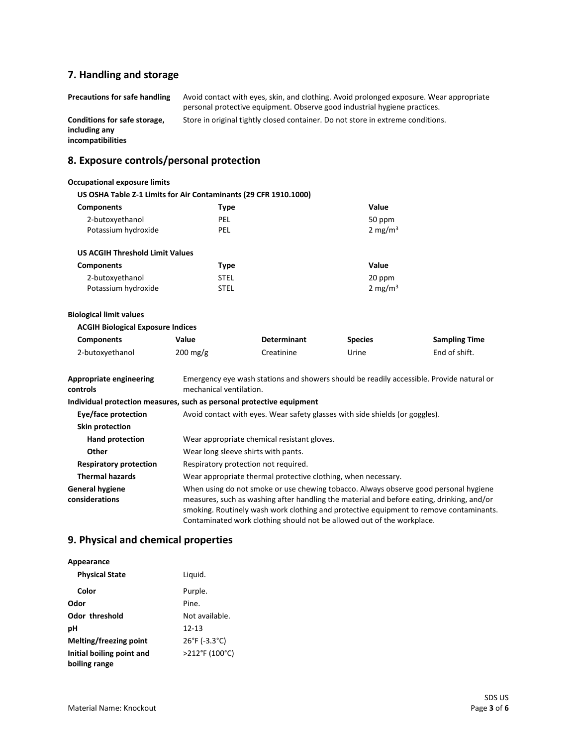## 7. Handling and storage

| | |
|---|---|
| **Precautions for safe handling** | Avoid contact with eyes, skin, and clothing. Avoid prolonged exposure. Wear appropriate personal protective equipment. Observe good industrial hygiene practices. |
| **Conditions for safe storage, including any incompatibilities** | Store in original tightly closed container. Do not store in extreme conditions. |

## 8. Exposure controls/personal protection

**Occupational exposure limits**

**US OSHA Table Z-1 Limits for Air Contaminants (29 CFR 1910.1000)**

| Components | Type | Value |
|---|---|---|
| 2-butoxyethanol | PEL | 50 ppm |
| Potassium hydroxide | PEL | 2 $mg/m^3$ |

**US ACGIH Threshold Limit Values**

| Components | Type | Value |
|---|---|---|
| 2-butoxyethanol | STEL | 20 ppm |
| Potassium hydroxide | STEL | 2 $mg/m^3$ |

**Biological limit values**

**ACGIH Biological Exposure Indices**

| Components | Value | Determinant | Species | Sampling Time |
|---|---|---|---|---|
| 2-butoxyethanol | 200 mg/g | Creatinine | Urine | End of shift. |

**Appropriate engineering controls** Emergency eye wash stations and showers should be readily accessible. Provide natural or mechanical ventilation.

**Individual protection measures, such as personal protective equipment**

| | |
|---|---|
| **Eye/face protection** | Avoid contact with eyes. Wear safety glasses with side shields (or goggles). |
| **Skin protection** | |
| **Hand protection** | Wear appropriate chemical resistant gloves. |
| **Other** | Wear long sleeve shirts with pants. |
| **Respiratory protection** | Respiratory protection not required. |
| **Thermal hazards** | Wear appropriate thermal protective clothing, when necessary. |
| **General hygiene considerations** | When using do not smoke or use chewing tobacco. Always observe good personal hygiene measures, such as washing after handling the material and before eating, drinking, and/or smoking. Routinely wash work clothing and protective equipment to remove contaminants. Contaminated work clothing should not be allowed out of the workplace. |

## 9. Physical and chemical properties

**Appearance**

| | |
|---|---|
| **Physical State** | Liquid. |
| **Color** | Purple. |
| **Odor** | Pine. |
| **Odor threshold** | Not available. |
| **pH** | 12-13 |
| **Melting/freezing point** | 26°F (-3.3°C) |
| **Initial boiling point and boiling range** | >212°F (100°C) |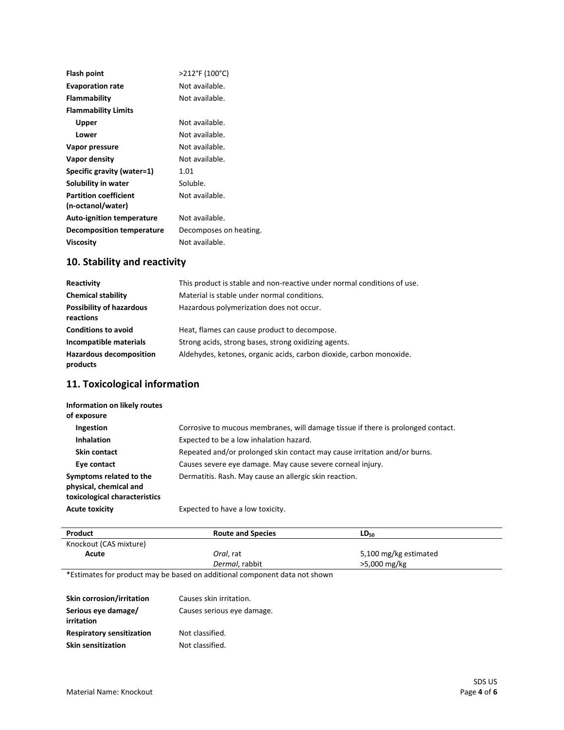| | |
|---|---|
| **Flash point** | >212°F (100°C) |
| **Evaporation rate** | Not available. |
| **Flammability** | Not available. |
| **Flammability Limits** | |
| **Upper** | Not available. |
| **Lower** | Not available. |
| **Vapor pressure** | Not available. |
| **Vapor density** | Not available. |
| **Specific gravity (water=1)** | 1.01 |
| **Solubility in water** | Soluble. |
| **Partition coefficient (n-octanol/water)** | Not available. |
| **Auto-ignition temperature** | Not available. |
| **Decomposition temperature** | Decomposes on heating. |
| **Viscosity** | Not available. |

## 10. Stability and reactivity

| | |
|---|---|
| **Reactivity** | This product is stable and non-reactive under normal conditions of use. |
| **Chemical stability** | Material is stable under normal conditions. |
| **Possibility of hazardous reactions** | Hazardous polymerization does not occur. |
| **Conditions to avoid** | Heat, flames can cause product to decompose. |
| **Incompatible materials** | Strong acids, strong bases, strong oxidizing agents. |
| **Hazardous decomposition products** | Aldehydes, ketones, organic acids, carbon dioxide, carbon monoxide. |

## 11. Toxicological information

| | |
|---|---|
| **Information on likely routes of exposure** | |
| **Ingestion** | Corrosive to mucous membranes, will damage tissue if there is prolonged contact. |
| **Inhalation** | Expected to be a low inhalation hazard. |
| **Skin contact** | Repeated and/or prolonged skin contact may cause irritation and/or burns. |
| **Eye contact** | Causes severe eye damage. May cause severe corneal injury. |
| **Symptoms related to the physical, chemical and toxicological characteristics** | Dermatitis. Rash. May cause an allergic skin reaction. |
| **Acute toxicity** | Expected to have a low toxicity. |

| Product | Route and Species | $LD_{50}$ |
|---|---|---|
| Knockout (CAS mixture) | | |
| **Acute** | *Oral*, rat | 5,100 mg/kg estimated |
| | *Dermal*, rabbit | >5,000 mg/kg |

*Estimates for product may be based on additional component data not shown

| | |
|---|---|
| **Skin corrosion/irritation** | Causes skin irritation. |
| **Serious eye damage/ irritation** | Causes serious eye damage. |
| **Respiratory sensitization** | Not classified. |
| **Skin sensitization** | Not classified. |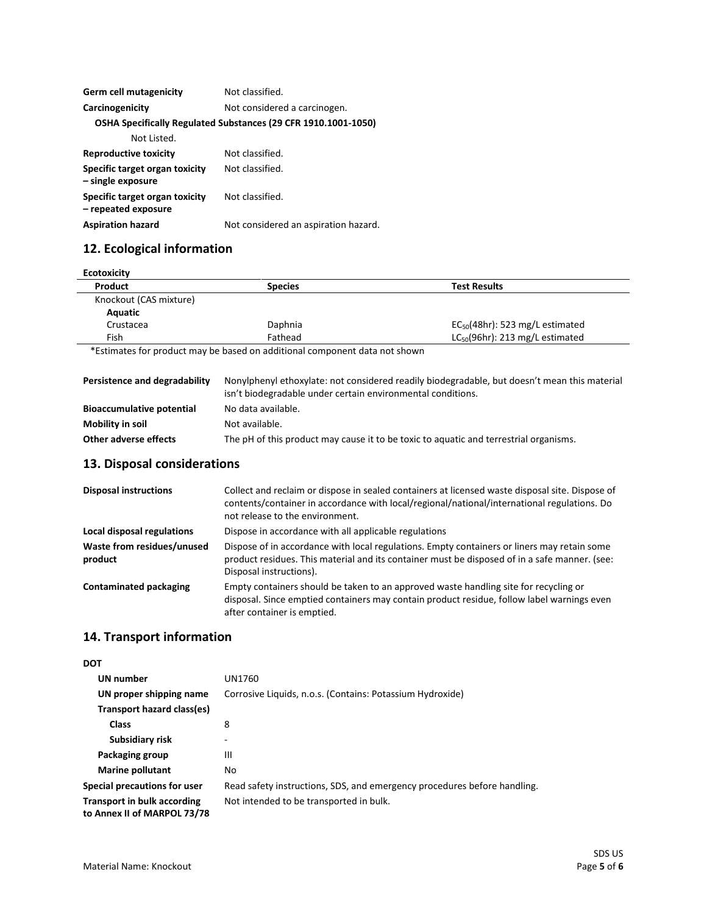| | |
|---|---|
| **Germ cell mutagenicity** | Not classified. |
| **Carcinogenicity** | Not considered a carcinogen. |

**OSHA Specifically Regulated Substances (29 CFR 1910.1001-1050)**

Not Listed.

| | |
|---|---|
| **Reproductive toxicity** | Not classified. |
| **Specific target organ toxicity – single exposure** | Not classified. |
| **Specific target organ toxicity – repeated exposure** | Not classified. |
| **Aspiration hazard** | Not considered an aspiration hazard. |

## 12. Ecological information

**Ecotoxicity**

| Product | Species | Test Results |
|---|---|---|
| Knockout (CAS mixture) | | |
| **Aquatic** | | |
| Crustacea | Daphnia | $EC_{50}$(48hr): 523 mg/L estimated |
| Fish | Fathead | $LC_{50}$(96hr): 213 mg/L estimated |

*Estimates for product may be based on additional component data not shown

| | |
|---|---|
| **Persistence and degradability** | Nonylphenyl ethoxylate: not considered readily biodegradable, but doesn't mean this material isn't biodegradable under certain environmental conditions. |
| **Bioaccumulative potential** | No data available. |
| **Mobility in soil** | Not available. |
| **Other adverse effects** | The pH of this product may cause it to be toxic to aquatic and terrestrial organisms. |

## 13. Disposal considerations

| | |
|---|---|
| **Disposal instructions** | Collect and reclaim or dispose in sealed containers at licensed waste disposal site. Dispose of contents/container in accordance with local/regional/national/international regulations. Do not release to the environment. |
| **Local disposal regulations** | Dispose in accordance with all applicable regulations |
| **Waste from residues/unused product** | Dispose of in accordance with local regulations. Empty containers or liners may retain some product residues. This material and its container must be disposed of in a safe manner. (see: Disposal instructions). |
| **Contaminated packaging** | Empty containers should be taken to an approved waste handling site for recycling or disposal. Since emptied containers may contain product residue, follow label warnings even after container is emptied. |

## 14. Transport information

**DOT**

| | |
|---|---|
| **UN number** | UN1760 |
| **UN proper shipping name** | Corrosive Liquids, n.o.s. (Contains: Potassium Hydroxide) |
| **Transport hazard class(es)** | |
| **Class** | 8 |
| **Subsidiary risk** | - |
| **Packaging group** | III |
| **Marine pollutant** | No |
| **Special precautions for user** | Read safety instructions, SDS, and emergency procedures before handling. |
| **Transport in bulk according to Annex II of MARPOL 73/78** | Not intended to be transported in bulk. |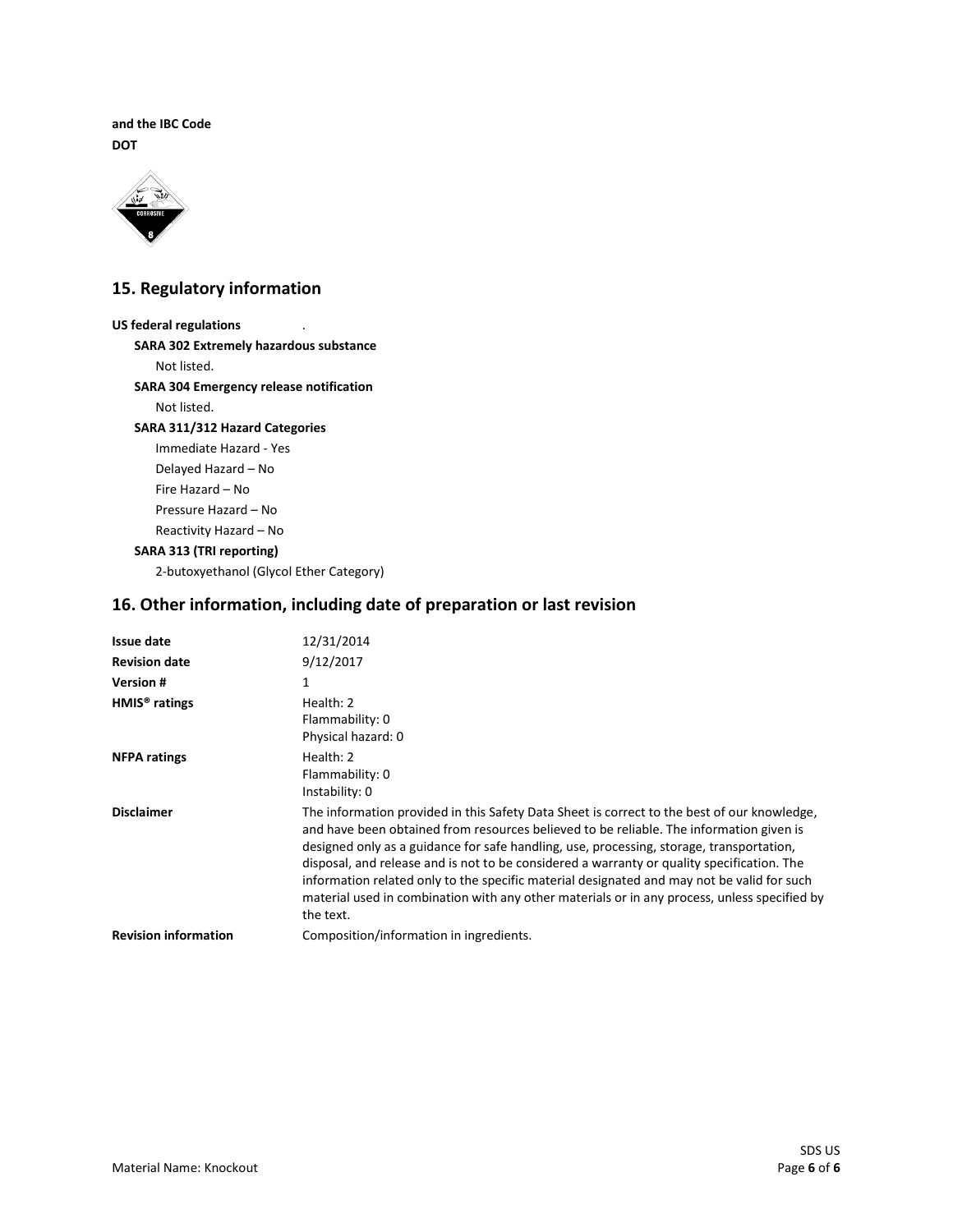**and the IBC Code**

**DOT**

## 15. Regulatory information

**US federal regulations** .

**SARA 302 Extremely hazardous substance**

Not listed.

**SARA 304 Emergency release notification**

Not listed.

**SARA 311/312 Hazard Categories**

Immediate Hazard - Yes

Delayed Hazard – No

Fire Hazard – No

Pressure Hazard – No

Reactivity Hazard – No

**SARA 313 (TRI reporting)**

2-butoxyethanol (Glycol Ether Category)

## 16. Other information, including date of preparation or last revision

| | |
|---|---|
| **Issue date** | 12/31/2014 |
| **Revision date** | 9/12/2017 |
| **Version #** | 1 |
| **HMIS® ratings** | Health: 2<br>Flammability: 0<br>Physical hazard: 0 |
| **NFPA ratings** | Health: 2<br>Flammability: 0<br>Instability: 0 |
| **Disclaimer** | The information provided in this Safety Data Sheet is correct to the best of our knowledge, and have been obtained from resources believed to be reliable. The information given is designed only as a guidance for safe handling, use, processing, storage, transportation, disposal, and release and is not to be considered a warranty or quality specification. The information related only to the specific material designated and may not be valid for such material used in combination with any other materials or in any process, unless specified by the text. |
| **Revision information** | Composition/information in ingredients. |

Material Name: Knockout